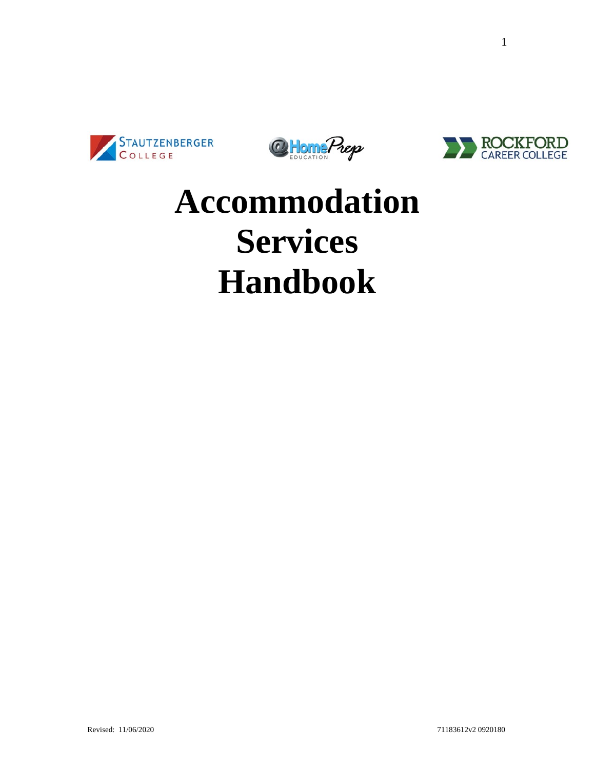STAUTZENBERGER COLLEGE

@HomePrep EDUCATION

ROCKFORD CAREER COLLEGE

# Accommodation Services Handbook

Revised: 11/06/2020

71183612v2 0920180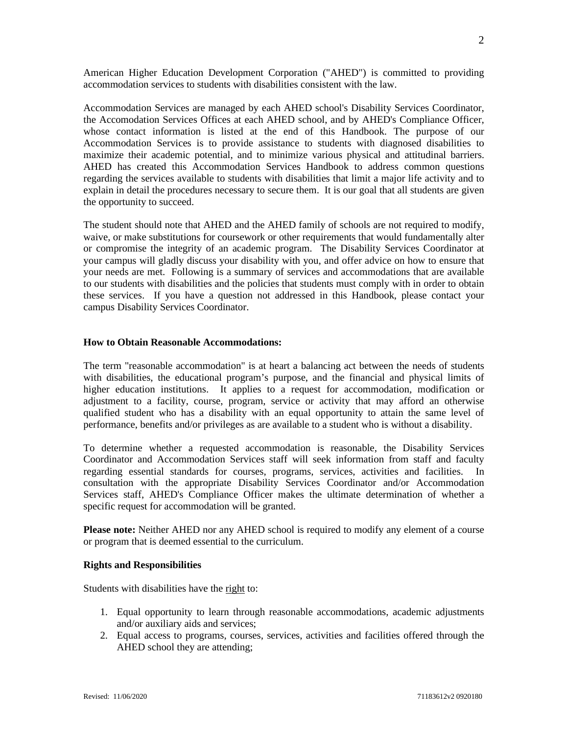American Higher Education Development Corporation ("AHED") is committed to providing accommodation services to students with disabilities consistent with the law.

Accommodation Services are managed by each AHED school's Disability Services Coordinator, the Accomodation Services Offices at each AHED school, and by AHED's Compliance Officer, whose contact information is listed at the end of this Handbook. The purpose of our Accommodation Services is to provide assistance to students with diagnosed disabilities to maximize their academic potential, and to minimize various physical and attitudinal barriers. AHED has created this Accommodation Services Handbook to address common questions regarding the services available to students with disabilities that limit a major life activity and to explain in detail the procedures necessary to secure them. It is our goal that all students are given the opportunity to succeed.

The student should note that AHED and the AHED family of schools are not required to modify, waive, or make substitutions for coursework or other requirements that would fundamentally alter or compromise the integrity of an academic program. The Disability Services Coordinator at your campus will gladly discuss your disability with you, and offer advice on how to ensure that your needs are met. Following is a summary of services and accommodations that are available to our students with disabilities and the policies that students must comply with in order to obtain these services. If you have a question not addressed in this Handbook, please contact your campus Disability Services Coordinator.

**How to Obtain Reasonable Accommodations:**

The term "reasonable accommodation" is at heart a balancing act between the needs of students with disabilities, the educational program's purpose, and the financial and physical limits of higher education institutions. It applies to a request for accommodation, modification or adjustment to a facility, course, program, service or activity that may afford an otherwise qualified student who has a disability with an equal opportunity to attain the same level of performance, benefits and/or privileges as are available to a student who is without a disability.

To determine whether a requested accommodation is reasonable, the Disability Services Coordinator and Accommodation Services staff will seek information from staff and faculty regarding essential standards for courses, programs, services, activities and facilities. In consultation with the appropriate Disability Services Coordinator and/or Accommodation Services staff, AHED's Compliance Officer makes the ultimate determination of whether a specific request for accommodation will be granted.

**Please note:** Neither AHED nor any AHED school is required to modify any element of a course or program that is deemed essential to the curriculum.

**Rights and Responsibilities**

Students with disabilities have the <u>right</u> to:

1. Equal opportunity to learn through reasonable accommodations, academic adjustments and/or auxiliary aids and services;
2. Equal access to programs, courses, services, activities and facilities offered through the AHED school they are attending;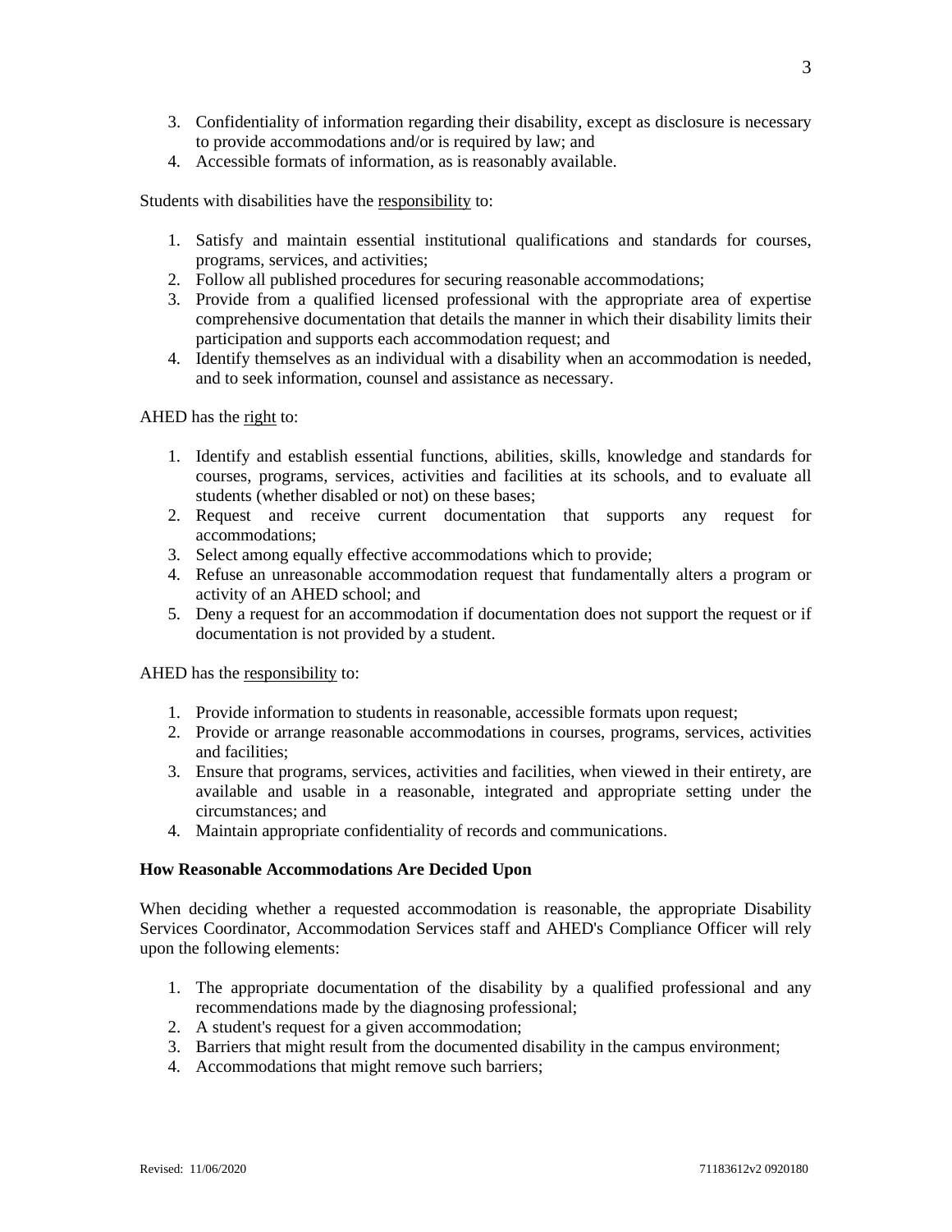3. Confidentiality of information regarding their disability, except as disclosure is necessary to provide accommodations and/or is required by law; and
4. Accessible formats of information, as is reasonably available.

Students with disabilities have the <u>responsibility</u> to:

1. Satisfy and maintain essential institutional qualifications and standards for courses, programs, services, and activities;
2. Follow all published procedures for securing reasonable accommodations;
3. Provide from a qualified licensed professional with the appropriate area of expertise comprehensive documentation that details the manner in which their disability limits their participation and supports each accommodation request; and
4. Identify themselves as an individual with a disability when an accommodation is needed, and to seek information, counsel and assistance as necessary.

AHED has the <u>right</u> to:

1. Identify and establish essential functions, abilities, skills, knowledge and standards for courses, programs, services, activities and facilities at its schools, and to evaluate all students (whether disabled or not) on these bases;
2. Request and receive current documentation that supports any request for accommodations;
3. Select among equally effective accommodations which to provide;
4. Refuse an unreasonable accommodation request that fundamentally alters a program or activity of an AHED school; and
5. Deny a request for an accommodation if documentation does not support the request or if documentation is not provided by a student.

AHED has the <u>responsibility</u> to:

1. Provide information to students in reasonable, accessible formats upon request;
2. Provide or arrange reasonable accommodations in courses, programs, services, activities and facilities;
3. Ensure that programs, services, activities and facilities, when viewed in their entirety, are available and usable in a reasonable, integrated and appropriate setting under the circumstances; and
4. Maintain appropriate confidentiality of records and communications.

**How Reasonable Accommodations Are Decided Upon**

When deciding whether a requested accommodation is reasonable, the appropriate Disability Services Coordinator, Accommodation Services staff and AHED's Compliance Officer will rely upon the following elements:

1. The appropriate documentation of the disability by a qualified professional and any recommendations made by the diagnosing professional;
2. A student's request for a given accommodation;
3. Barriers that might result from the documented disability in the campus environment;
4. Accommodations that might remove such barriers;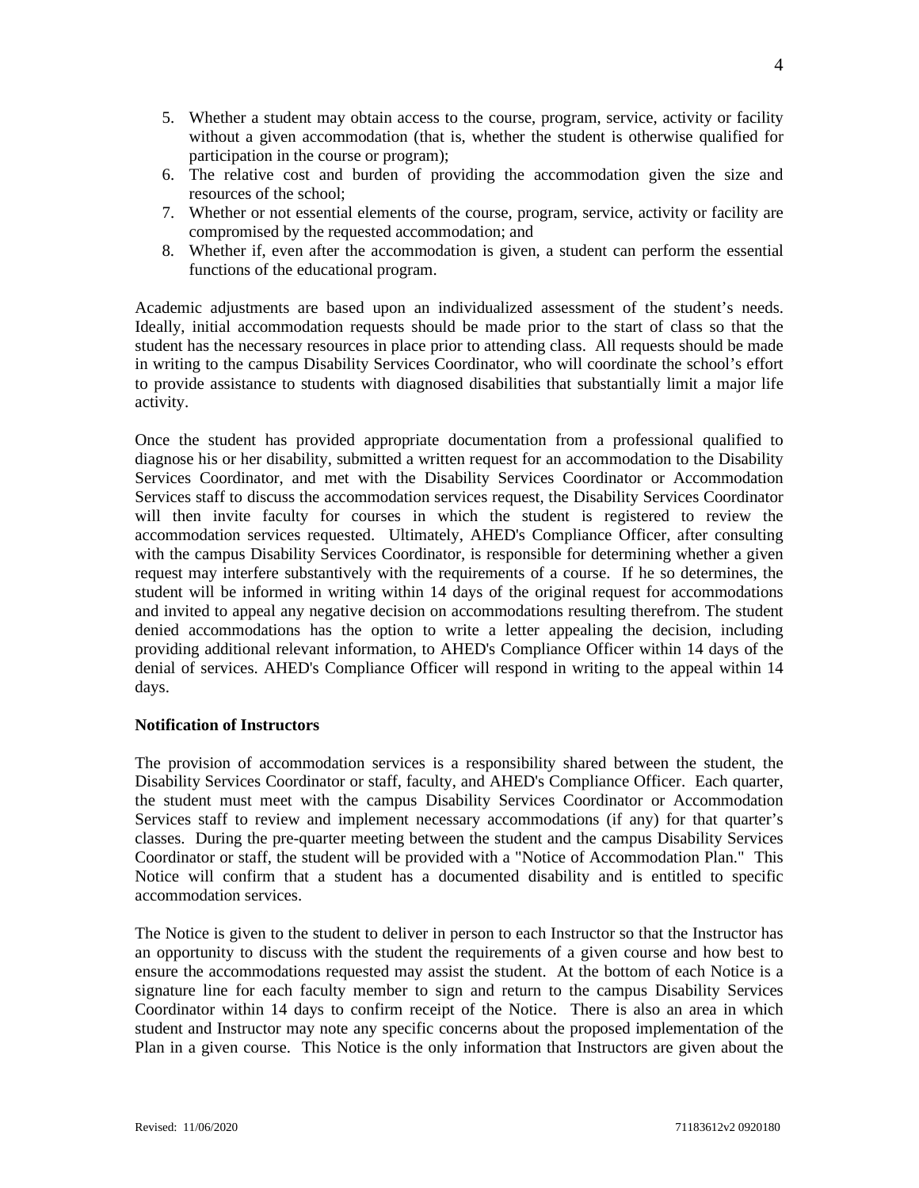5. Whether a student may obtain access to the course, program, service, activity or facility without a given accommodation (that is, whether the student is otherwise qualified for participation in the course or program);
6. The relative cost and burden of providing the accommodation given the size and resources of the school;
7. Whether or not essential elements of the course, program, service, activity or facility are compromised by the requested accommodation; and
8. Whether if, even after the accommodation is given, a student can perform the essential functions of the educational program.

Academic adjustments are based upon an individualized assessment of the student's needs. Ideally, initial accommodation requests should be made prior to the start of class so that the student has the necessary resources in place prior to attending class. All requests should be made in writing to the campus Disability Services Coordinator, who will coordinate the school's effort to provide assistance to students with diagnosed disabilities that substantially limit a major life activity.

Once the student has provided appropriate documentation from a professional qualified to diagnose his or her disability, submitted a written request for an accommodation to the Disability Services Coordinator, and met with the Disability Services Coordinator or Accommodation Services staff to discuss the accommodation services request, the Disability Services Coordinator will then invite faculty for courses in which the student is registered to review the accommodation services requested. Ultimately, AHED's Compliance Officer, after consulting with the campus Disability Services Coordinator, is responsible for determining whether a given request may interfere substantively with the requirements of a course. If he so determines, the student will be informed in writing within 14 days of the original request for accommodations and invited to appeal any negative decision on accommodations resulting therefrom. The student denied accommodations has the option to write a letter appealing the decision, including providing additional relevant information, to AHED's Compliance Officer within 14 days of the denial of services. AHED's Compliance Officer will respond in writing to the appeal within 14 days.

**Notification of Instructors**

The provision of accommodation services is a responsibility shared between the student, the Disability Services Coordinator or staff, faculty, and AHED's Compliance Officer. Each quarter, the student must meet with the campus Disability Services Coordinator or Accommodation Services staff to review and implement necessary accommodations (if any) for that quarter's classes. During the pre-quarter meeting between the student and the campus Disability Services Coordinator or staff, the student will be provided with a "Notice of Accommodation Plan." This Notice will confirm that a student has a documented disability and is entitled to specific accommodation services.

The Notice is given to the student to deliver in person to each Instructor so that the Instructor has an opportunity to discuss with the student the requirements of a given course and how best to ensure the accommodations requested may assist the student. At the bottom of each Notice is a signature line for each faculty member to sign and return to the campus Disability Services Coordinator within 14 days to confirm receipt of the Notice. There is also an area in which student and Instructor may note any specific concerns about the proposed implementation of the Plan in a given course. This Notice is the only information that Instructors are given about the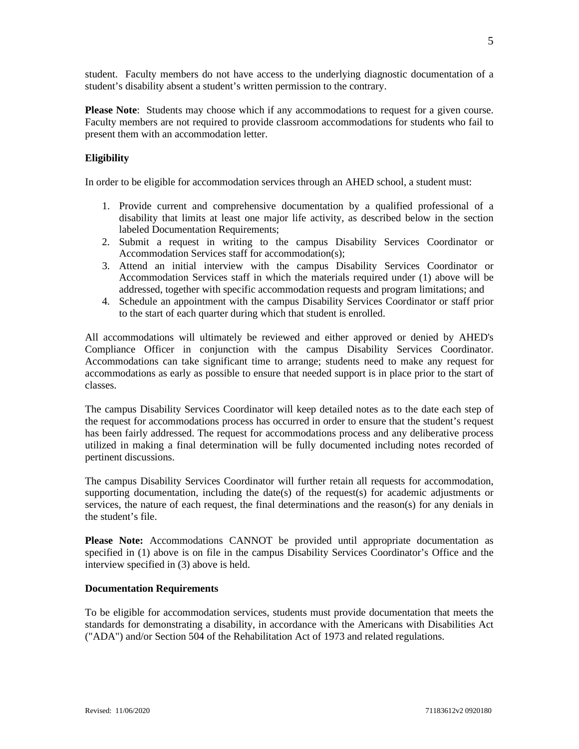student. Faculty members do not have access to the underlying diagnostic documentation of a student's disability absent a student's written permission to the contrary.

**Please Note**: Students may choose which if any accommodations to request for a given course. Faculty members are not required to provide classroom accommodations for students who fail to present them with an accommodation letter.

**Eligibility**

In order to be eligible for accommodation services through an AHED school, a student must:

1. Provide current and comprehensive documentation by a qualified professional of a disability that limits at least one major life activity, as described below in the section labeled Documentation Requirements;
2. Submit a request in writing to the campus Disability Services Coordinator or Accommodation Services staff for accommodation(s);
3. Attend an initial interview with the campus Disability Services Coordinator or Accommodation Services staff in which the materials required under (1) above will be addressed, together with specific accommodation requests and program limitations; and
4. Schedule an appointment with the campus Disability Services Coordinator or staff prior to the start of each quarter during which that student is enrolled.

All accommodations will ultimately be reviewed and either approved or denied by AHED's Compliance Officer in conjunction with the campus Disability Services Coordinator. Accommodations can take significant time to arrange; students need to make any request for accommodations as early as possible to ensure that needed support is in place prior to the start of classes.

The campus Disability Services Coordinator will keep detailed notes as to the date each step of the request for accommodations process has occurred in order to ensure that the student's request has been fairly addressed. The request for accommodations process and any deliberative process utilized in making a final determination will be fully documented including notes recorded of pertinent discussions.

The campus Disability Services Coordinator will further retain all requests for accommodation, supporting documentation, including the date(s) of the request(s) for academic adjustments or services, the nature of each request, the final determinations and the reason(s) for any denials in the student's file.

**Please Note:** Accommodations CANNOT be provided until appropriate documentation as specified in (1) above is on file in the campus Disability Services Coordinator's Office and the interview specified in (3) above is held.

**Documentation Requirements**

To be eligible for accommodation services, students must provide documentation that meets the standards for demonstrating a disability, in accordance with the Americans with Disabilities Act ("ADA") and/or Section 504 of the Rehabilitation Act of 1973 and related regulations.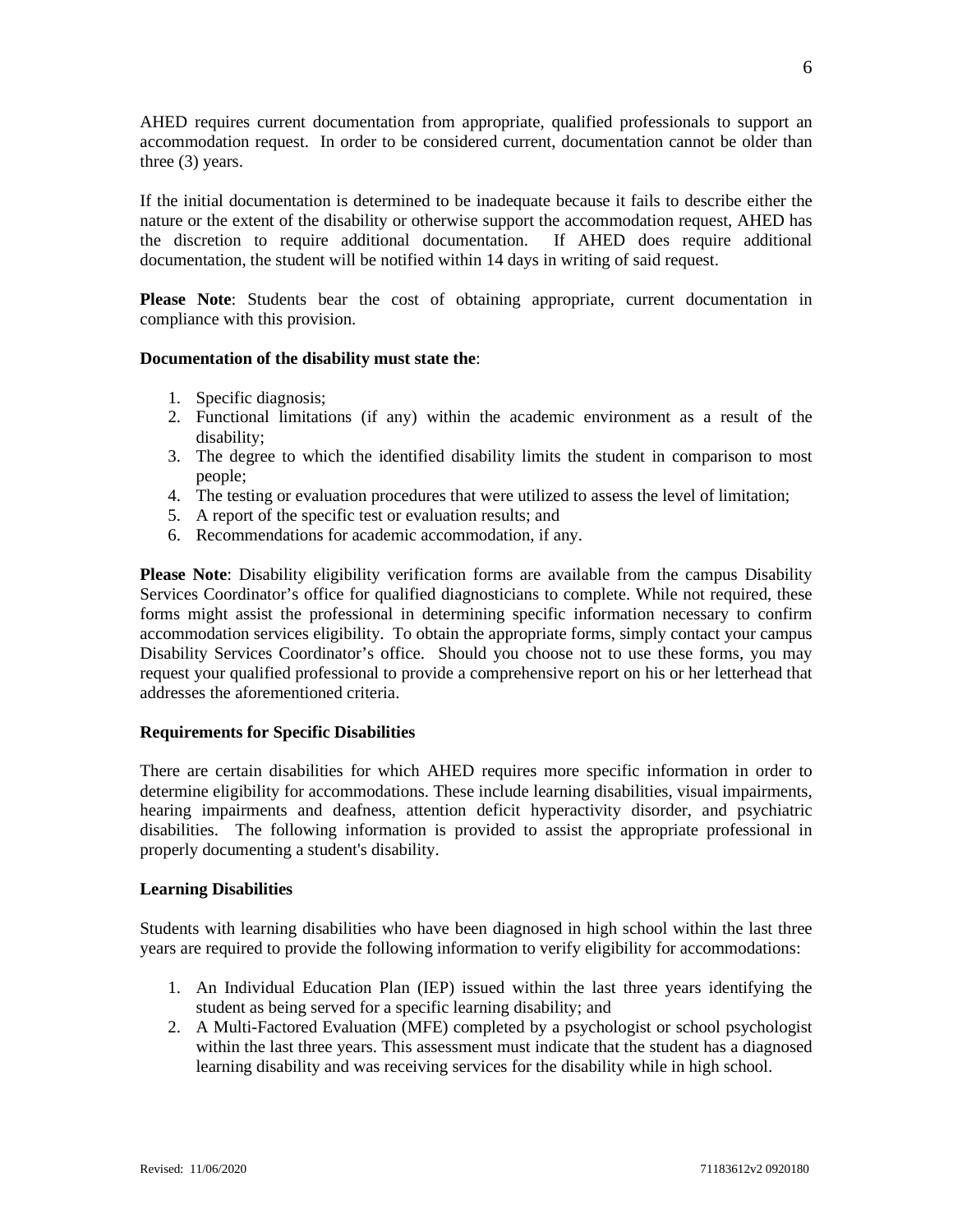AHED requires current documentation from appropriate, qualified professionals to support an accommodation request. In order to be considered current, documentation cannot be older than three (3) years.

If the initial documentation is determined to be inadequate because it fails to describe either the nature or the extent of the disability or otherwise support the accommodation request, AHED has the discretion to require additional documentation. If AHED does require additional documentation, the student will be notified within 14 days in writing of said request.

**Please Note**: Students bear the cost of obtaining appropriate, current documentation in compliance with this provision.

**Documentation of the disability must state the**:

1. Specific diagnosis;
2. Functional limitations (if any) within the academic environment as a result of the disability;
3. The degree to which the identified disability limits the student in comparison to most people;
4. The testing or evaluation procedures that were utilized to assess the level of limitation;
5. A report of the specific test or evaluation results; and
6. Recommendations for academic accommodation, if any.

**Please Note**: Disability eligibility verification forms are available from the campus Disability Services Coordinator's office for qualified diagnosticians to complete. While not required, these forms might assist the professional in determining specific information necessary to confirm accommodation services eligibility. To obtain the appropriate forms, simply contact your campus Disability Services Coordinator's office. Should you choose not to use these forms, you may request your qualified professional to provide a comprehensive report on his or her letterhead that addresses the aforementioned criteria.

**Requirements for Specific Disabilities**

There are certain disabilities for which AHED requires more specific information in order to determine eligibility for accommodations. These include learning disabilities, visual impairments, hearing impairments and deafness, attention deficit hyperactivity disorder, and psychiatric disabilities. The following information is provided to assist the appropriate professional in properly documenting a student's disability.

**Learning Disabilities**

Students with learning disabilities who have been diagnosed in high school within the last three years are required to provide the following information to verify eligibility for accommodations:

1. An Individual Education Plan (IEP) issued within the last three years identifying the student as being served for a specific learning disability; and
2. A Multi-Factored Evaluation (MFE) completed by a psychologist or school psychologist within the last three years. This assessment must indicate that the student has a diagnosed learning disability and was receiving services for the disability while in high school.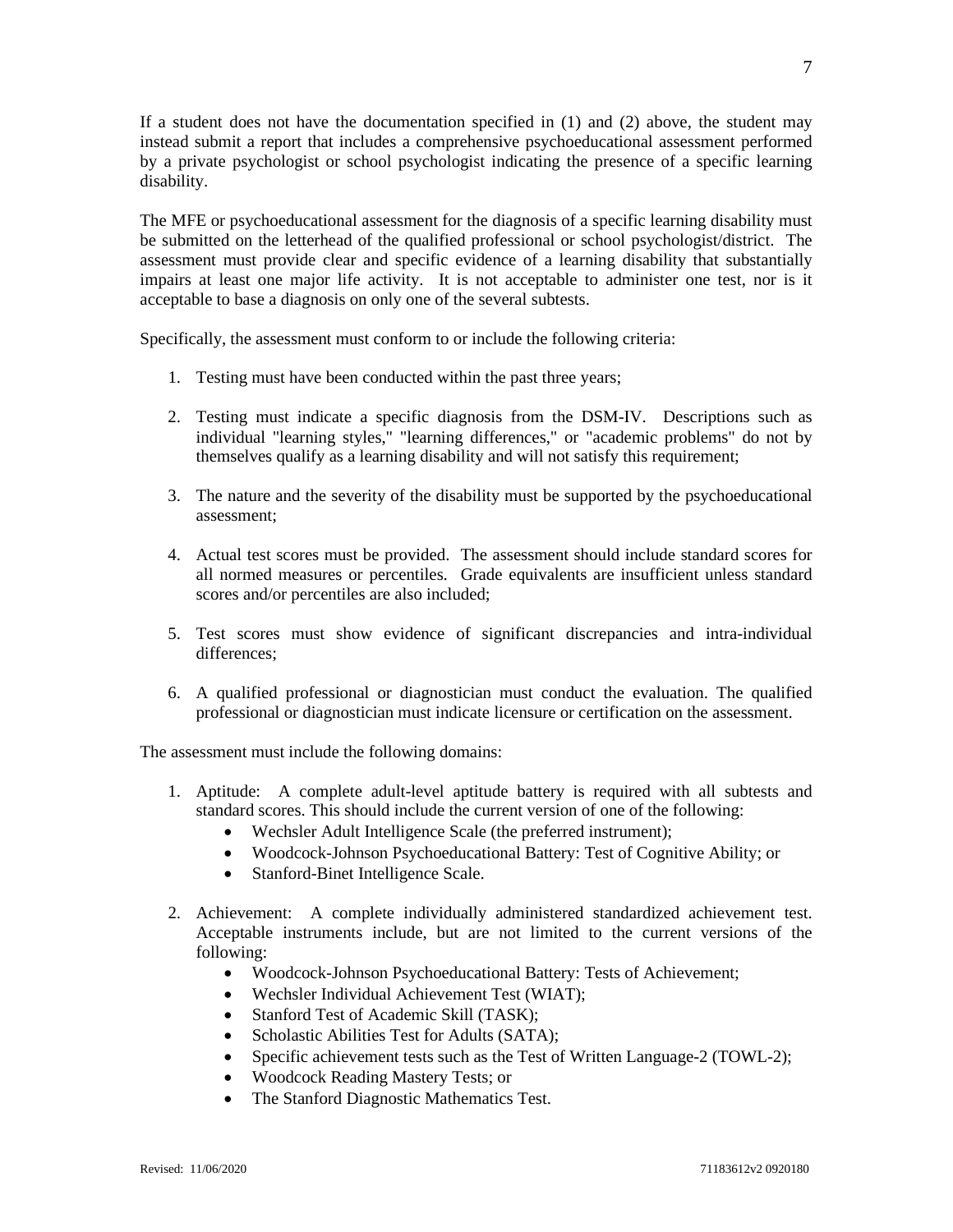If a student does not have the documentation specified in (1) and (2) above, the student may instead submit a report that includes a comprehensive psychoeducational assessment performed by a private psychologist or school psychologist indicating the presence of a specific learning disability.

The MFE or psychoeducational assessment for the diagnosis of a specific learning disability must be submitted on the letterhead of the qualified professional or school psychologist/district. The assessment must provide clear and specific evidence of a learning disability that substantially impairs at least one major life activity. It is not acceptable to administer one test, nor is it acceptable to base a diagnosis on only one of the several subtests.

Specifically, the assessment must conform to or include the following criteria:

1. Testing must have been conducted within the past three years;

2. Testing must indicate a specific diagnosis from the DSM-IV. Descriptions such as individual "learning styles," "learning differences," or "academic problems" do not by themselves qualify as a learning disability and will not satisfy this requirement;

3. The nature and the severity of the disability must be supported by the psychoeducational assessment;

4. Actual test scores must be provided. The assessment should include standard scores for all normed measures or percentiles. Grade equivalents are insufficient unless standard scores and/or percentiles are also included;

5. Test scores must show evidence of significant discrepancies and intra-individual differences;

6. A qualified professional or diagnostician must conduct the evaluation. The qualified professional or diagnostician must indicate licensure or certification on the assessment.

The assessment must include the following domains:

1. Aptitude: A complete adult-level aptitude battery is required with all subtests and standard scores. This should include the current version of one of the following:
   - Wechsler Adult Intelligence Scale (the preferred instrument);
   - Woodcock-Johnson Psychoeducational Battery: Test of Cognitive Ability; or
   - Stanford-Binet Intelligence Scale.

2. Achievement: A complete individually administered standardized achievement test. Acceptable instruments include, but are not limited to the current versions of the following:
   - Woodcock-Johnson Psychoeducational Battery: Tests of Achievement;
   - Wechsler Individual Achievement Test (WIAT);
   - Stanford Test of Academic Skill (TASK);
   - Scholastic Abilities Test for Adults (SATA);
   - Specific achievement tests such as the Test of Written Language-2 (TOWL-2);
   - Woodcock Reading Mastery Tests; or
   - The Stanford Diagnostic Mathematics Test.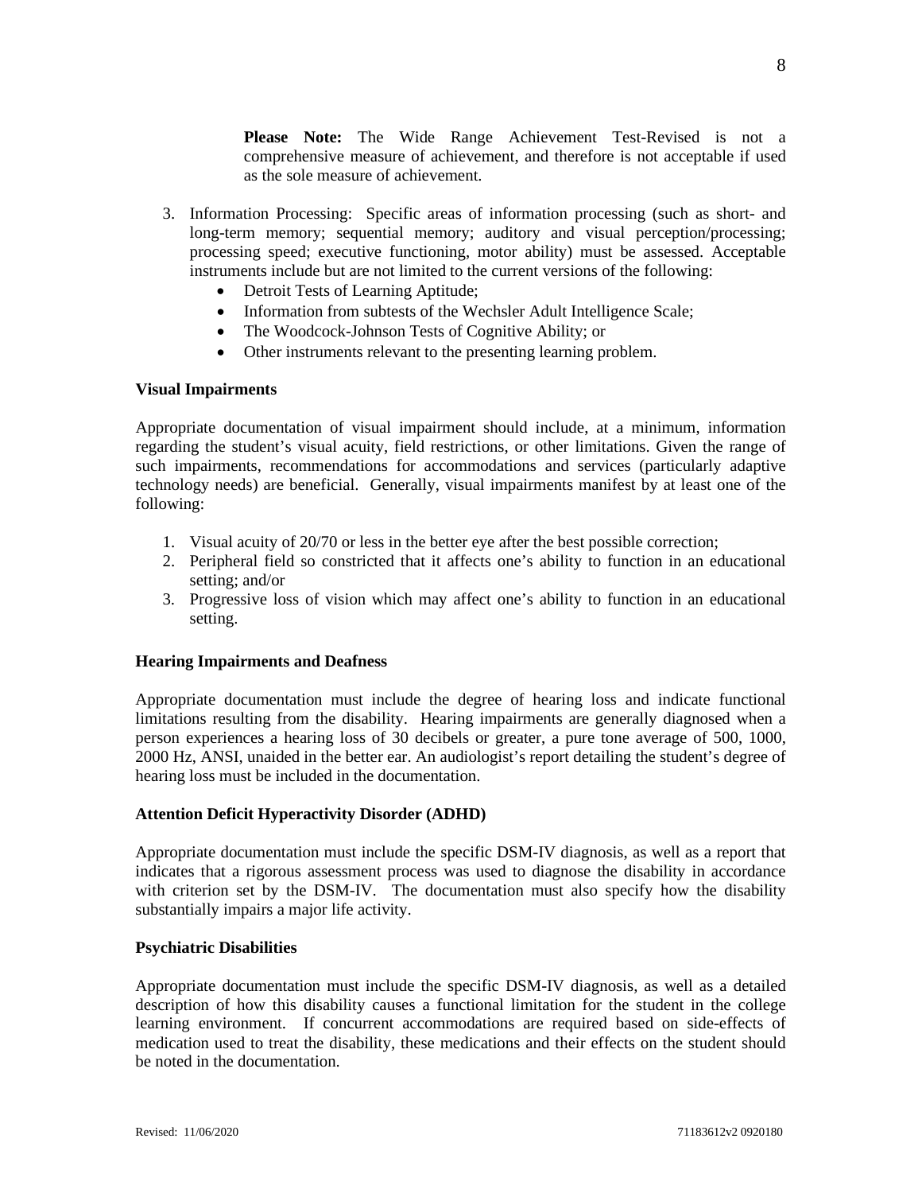**Please Note:** The Wide Range Achievement Test-Revised is not a comprehensive measure of achievement, and therefore is not acceptable if used as the sole measure of achievement.

3. Information Processing: Specific areas of information processing (such as short- and long-term memory; sequential memory; auditory and visual perception/processing; processing speed; executive functioning, motor ability) must be assessed. Acceptable instruments include but are not limited to the current versions of the following:
   - Detroit Tests of Learning Aptitude;
   - Information from subtests of the Wechsler Adult Intelligence Scale;
   - The Woodcock-Johnson Tests of Cognitive Ability; or
   - Other instruments relevant to the presenting learning problem.

**Visual Impairments**

Appropriate documentation of visual impairment should include, at a minimum, information regarding the student's visual acuity, field restrictions, or other limitations. Given the range of such impairments, recommendations for accommodations and services (particularly adaptive technology needs) are beneficial. Generally, visual impairments manifest by at least one of the following:

1. Visual acuity of 20/70 or less in the better eye after the best possible correction;
2. Peripheral field so constricted that it affects one's ability to function in an educational setting; and/or
3. Progressive loss of vision which may affect one's ability to function in an educational setting.

**Hearing Impairments and Deafness**

Appropriate documentation must include the degree of hearing loss and indicate functional limitations resulting from the disability. Hearing impairments are generally diagnosed when a person experiences a hearing loss of 30 decibels or greater, a pure tone average of 500, 1000, 2000 Hz, ANSI, unaided in the better ear. An audiologist's report detailing the student's degree of hearing loss must be included in the documentation.

**Attention Deficit Hyperactivity Disorder (ADHD)**

Appropriate documentation must include the specific DSM-IV diagnosis, as well as a report that indicates that a rigorous assessment process was used to diagnose the disability in accordance with criterion set by the DSM-IV. The documentation must also specify how the disability substantially impairs a major life activity.

**Psychiatric Disabilities**

Appropriate documentation must include the specific DSM-IV diagnosis, as well as a detailed description of how this disability causes a functional limitation for the student in the college learning environment. If concurrent accommodations are required based on side-effects of medication used to treat the disability, these medications and their effects on the student should be noted in the documentation.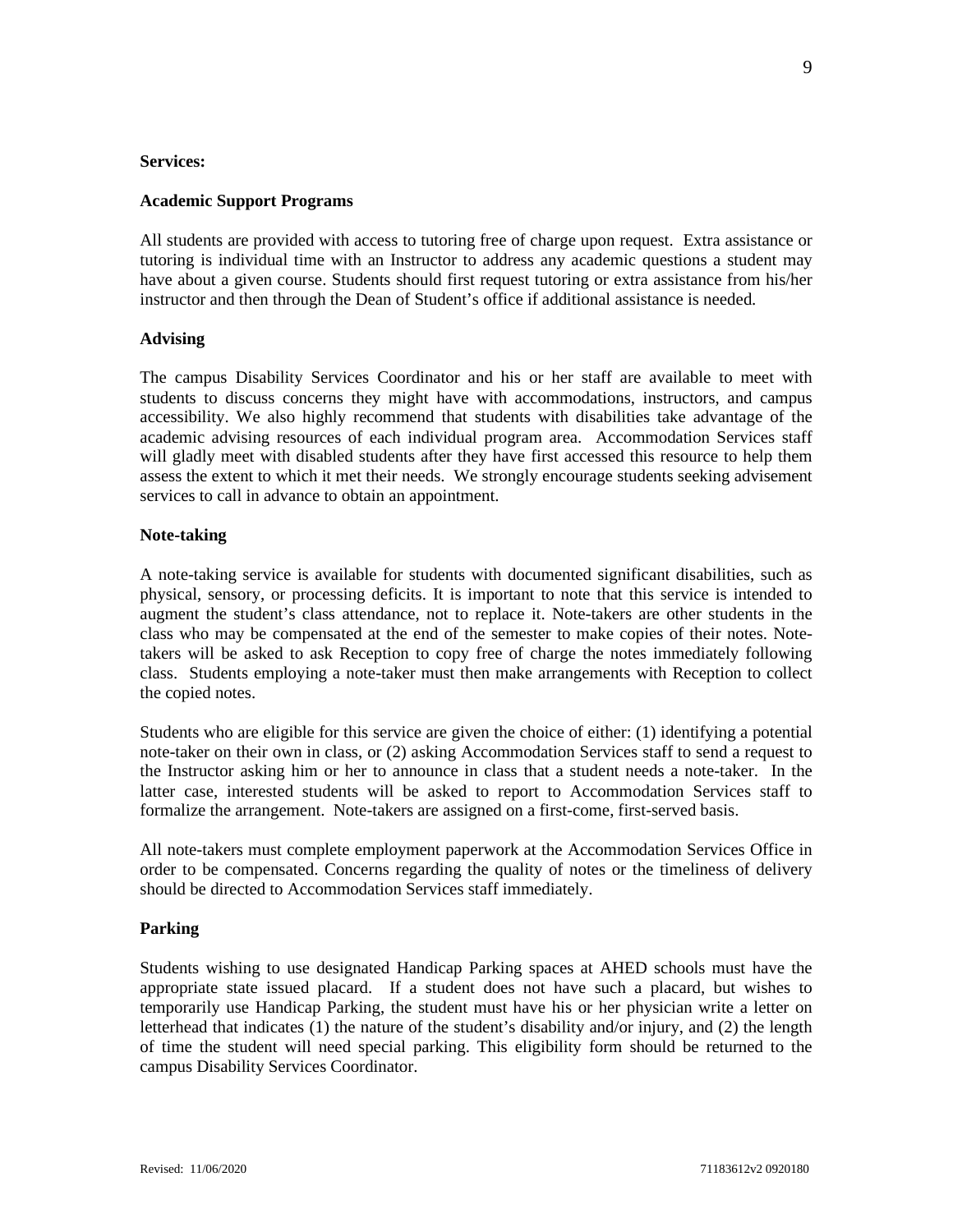**Services:**

**Academic Support Programs**

All students are provided with access to tutoring free of charge upon request. Extra assistance or tutoring is individual time with an Instructor to address any academic questions a student may have about a given course. Students should first request tutoring or extra assistance from his/her instructor and then through the Dean of Student's office if additional assistance is needed.

**Advising**

The campus Disability Services Coordinator and his or her staff are available to meet with students to discuss concerns they might have with accommodations, instructors, and campus accessibility. We also highly recommend that students with disabilities take advantage of the academic advising resources of each individual program area. Accommodation Services staff will gladly meet with disabled students after they have first accessed this resource to help them assess the extent to which it met their needs. We strongly encourage students seeking advisement services to call in advance to obtain an appointment.

**Note-taking**

A note-taking service is available for students with documented significant disabilities, such as physical, sensory, or processing deficits. It is important to note that this service is intended to augment the student's class attendance, not to replace it. Note-takers are other students in the class who may be compensated at the end of the semester to make copies of their notes. Note-takers will be asked to ask Reception to copy free of charge the notes immediately following class. Students employing a note-taker must then make arrangements with Reception to collect the copied notes.

Students who are eligible for this service are given the choice of either: (1) identifying a potential note-taker on their own in class, or (2) asking Accommodation Services staff to send a request to the Instructor asking him or her to announce in class that a student needs a note-taker. In the latter case, interested students will be asked to report to Accommodation Services staff to formalize the arrangement. Note-takers are assigned on a first-come, first-served basis.

All note-takers must complete employment paperwork at the Accommodation Services Office in order to be compensated. Concerns regarding the quality of notes or the timeliness of delivery should be directed to Accommodation Services staff immediately.

**Parking**

Students wishing to use designated Handicap Parking spaces at AHED schools must have the appropriate state issued placard. If a student does not have such a placard, but wishes to temporarily use Handicap Parking, the student must have his or her physician write a letter on letterhead that indicates (1) the nature of the student's disability and/or injury, and (2) the length of time the student will need special parking. This eligibility form should be returned to the campus Disability Services Coordinator.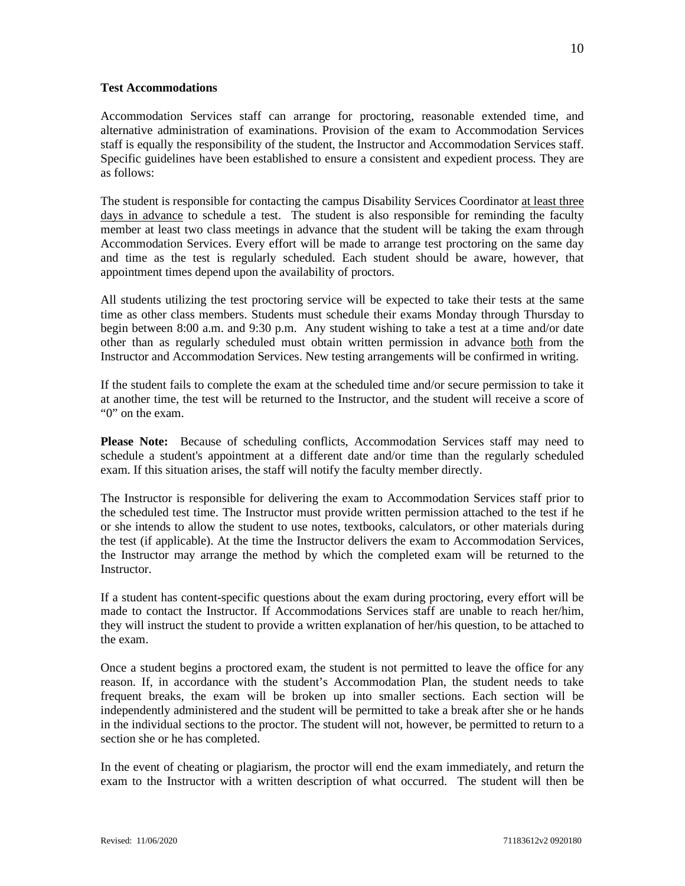**Test Accommodations**

Accommodation Services staff can arrange for proctoring, reasonable extended time, and alternative administration of examinations. Provision of the exam to Accommodation Services staff is equally the responsibility of the student, the Instructor and Accommodation Services staff. Specific guidelines have been established to ensure a consistent and expedient process. They are as follows:

The student is responsible for contacting the campus Disability Services Coordinator <u>at least three days in advance</u> to schedule a test. The student is also responsible for reminding the faculty member at least two class meetings in advance that the student will be taking the exam through Accommodation Services. Every effort will be made to arrange test proctoring on the same day and time as the test is regularly scheduled. Each student should be aware, however, that appointment times depend upon the availability of proctors.

All students utilizing the test proctoring service will be expected to take their tests at the same time as other class members. Students must schedule their exams Monday through Thursday to begin between 8:00 a.m. and 9:30 p.m. Any student wishing to take a test at a time and/or date other than as regularly scheduled must obtain written permission in advance <u>both</u> from the Instructor and Accommodation Services. New testing arrangements will be confirmed in writing.

If the student fails to complete the exam at the scheduled time and/or secure permission to take it at another time, the test will be returned to the Instructor, and the student will receive a score of "0" on the exam.

**Please Note:** Because of scheduling conflicts, Accommodation Services staff may need to schedule a student's appointment at a different date and/or time than the regularly scheduled exam. If this situation arises, the staff will notify the faculty member directly.

The Instructor is responsible for delivering the exam to Accommodation Services staff prior to the scheduled test time. The Instructor must provide written permission attached to the test if he or she intends to allow the student to use notes, textbooks, calculators, or other materials during the test (if applicable). At the time the Instructor delivers the exam to Accommodation Services, the Instructor may arrange the method by which the completed exam will be returned to the Instructor.

If a student has content-specific questions about the exam during proctoring, every effort will be made to contact the Instructor. If Accommodations Services staff are unable to reach her/him, they will instruct the student to provide a written explanation of her/his question, to be attached to the exam.

Once a student begins a proctored exam, the student is not permitted to leave the office for any reason. If, in accordance with the student's Accommodation Plan, the student needs to take frequent breaks, the exam will be broken up into smaller sections. Each section will be independently administered and the student will be permitted to take a break after she or he hands in the individual sections to the proctor. The student will not, however, be permitted to return to a section she or he has completed.

In the event of cheating or plagiarism, the proctor will end the exam immediately, and return the exam to the Instructor with a written description of what occurred. The student will then be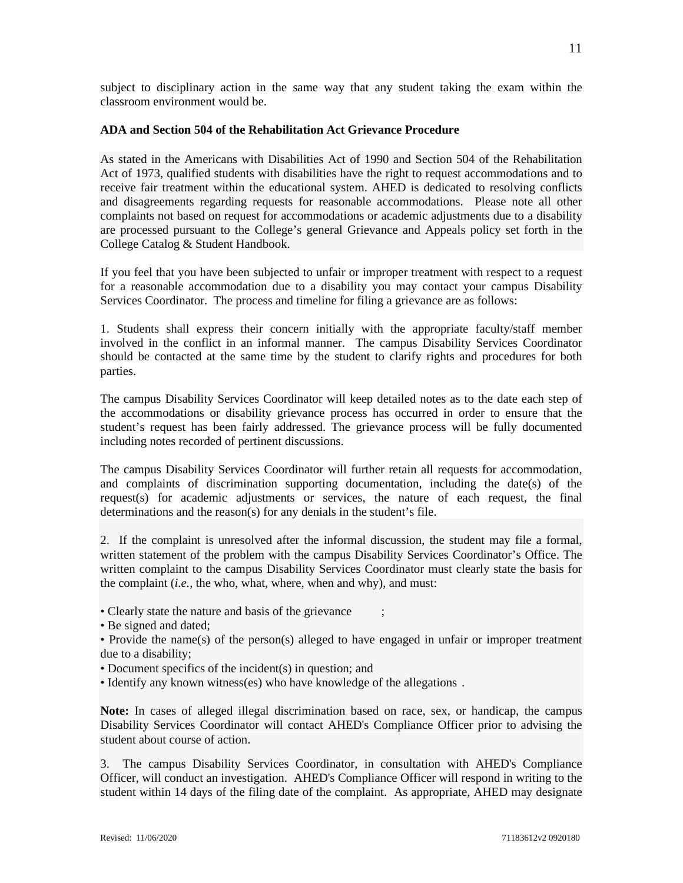subject to disciplinary action in the same way that any student taking the exam within the classroom environment would be.

**ADA and Section 504 of the Rehabilitation Act Grievance Procedure**

As stated in the Americans with Disabilities Act of 1990 and Section 504 of the Rehabilitation Act of 1973, qualified students with disabilities have the right to request accommodations and to receive fair treatment within the educational system. AHED is dedicated to resolving conflicts and disagreements regarding requests for reasonable accommodations. Please note all other complaints not based on request for accommodations or academic adjustments due to a disability are processed pursuant to the College's general Grievance and Appeals policy set forth in the College Catalog & Student Handbook.

If you feel that you have been subjected to unfair or improper treatment with respect to a request for a reasonable accommodation due to a disability you may contact your campus Disability Services Coordinator. The process and timeline for filing a grievance are as follows:

1. Students shall express their concern initially with the appropriate faculty/staff member involved in the conflict in an informal manner. The campus Disability Services Coordinator should be contacted at the same time by the student to clarify rights and procedures for both parties.

The campus Disability Services Coordinator will keep detailed notes as to the date each step of the accommodations or disability grievance process has occurred in order to ensure that the student's request has been fairly addressed. The grievance process will be fully documented including notes recorded of pertinent discussions.

The campus Disability Services Coordinator will further retain all requests for accommodation, and complaints of discrimination supporting documentation, including the date(s) of the request(s) for academic adjustments or services, the nature of each request, the final determinations and the reason(s) for any denials in the student's file.

2. If the complaint is unresolved after the informal discussion, the student may file a formal, written statement of the problem with the campus Disability Services Coordinator's Office. The written complaint to the campus Disability Services Coordinator must clearly state the basis for the complaint (*i.e.*, the who, what, where, when and why), and must:

• Clearly state the nature and basis of the grievance ;
• Be signed and dated;
• Provide the name(s) of the person(s) alleged to have engaged in unfair or improper treatment due to a disability;
• Document specifics of the incident(s) in question; and
• Identify any known witness(es) who have knowledge of the allegations .

**Note:** In cases of alleged illegal discrimination based on race, sex, or handicap, the campus Disability Services Coordinator will contact AHED's Compliance Officer prior to advising the student about course of action.

3. The campus Disability Services Coordinator, in consultation with AHED's Compliance Officer, will conduct an investigation. AHED's Compliance Officer will respond in writing to the student within 14 days of the filing date of the complaint. As appropriate, AHED may designate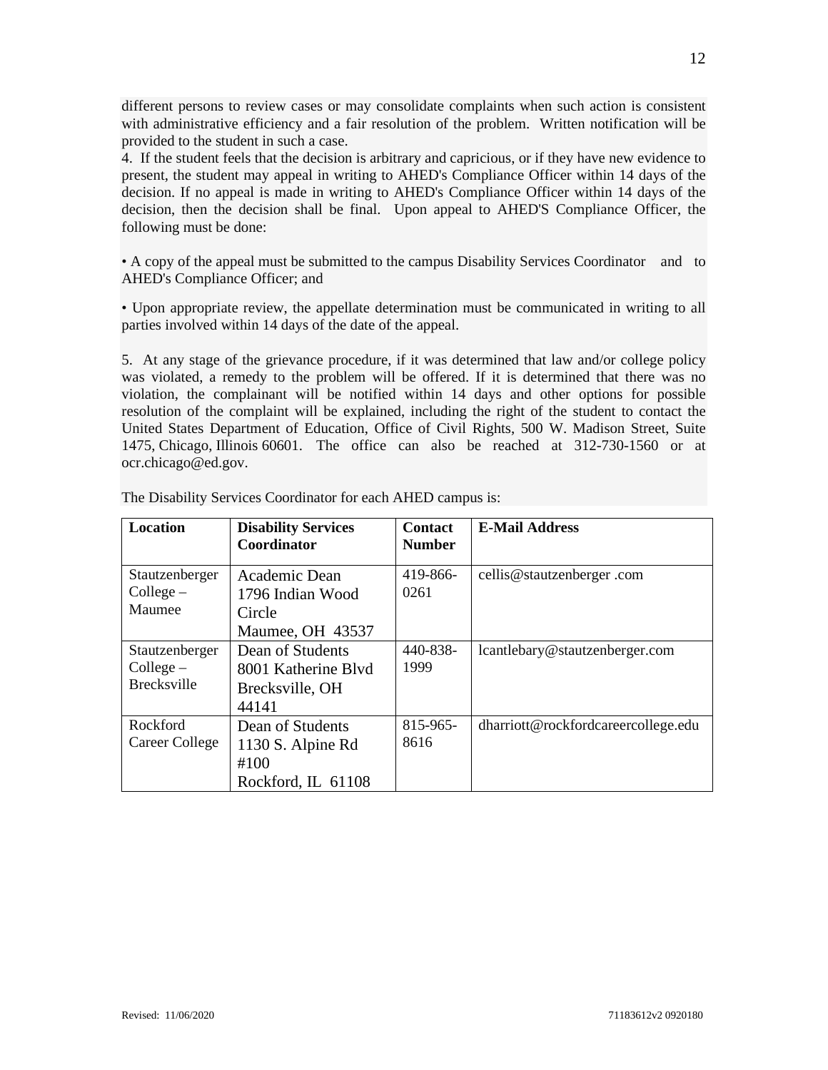different persons to review cases or may consolidate complaints when such action is consistent with administrative efficiency and a fair resolution of the problem. Written notification will be provided to the student in such a case.

4. If the student feels that the decision is arbitrary and capricious, or if they have new evidence to present, the student may appeal in writing to AHED's Compliance Officer within 14 days of the decision. If no appeal is made in writing to AHED's Compliance Officer within 14 days of the decision, then the decision shall be final. Upon appeal to AHED'S Compliance Officer, the following must be done:

• A copy of the appeal must be submitted to the campus Disability Services Coordinator and to AHED's Compliance Officer; and

• Upon appropriate review, the appellate determination must be communicated in writing to all parties involved within 14 days of the date of the appeal.

5. At any stage of the grievance procedure, if it was determined that law and/or college policy was violated, a remedy to the problem will be offered. If it is determined that there was no violation, the complainant will be notified within 14 days and other options for possible resolution of the complaint will be explained, including the right of the student to contact the United States Department of Education, Office of Civil Rights, 500 W. Madison Street, Suite 1475, Chicago, Illinois 60601. The office can also be reached at 312-730-1560 or at ocr.chicago@ed.gov.

The Disability Services Coordinator for each AHED campus is:

| Location | Disability Services Coordinator | Contact Number | E-Mail Address |
|---|---|---|---|
| Stautzenberger College – Maumee | Academic Dean<br>1796 Indian Wood Circle<br>Maumee, OH 43537 | 419-866-0261 | cellis@stautzenberger .com |
| Stautzenberger College – Brecksville | Dean of Students<br>8001 Katherine Blvd<br>Brecksville, OH 44141 | 440-838-1999 | lcantlebary@stautzenberger.com |
| Rockford Career College | Dean of Students<br>1130 S. Alpine Rd #100<br>Rockford, IL 61108 | 815-965-8616 | dharriott@rockfordcareercollege.edu |

Revised: 11/06/2020 71183612v2 0920180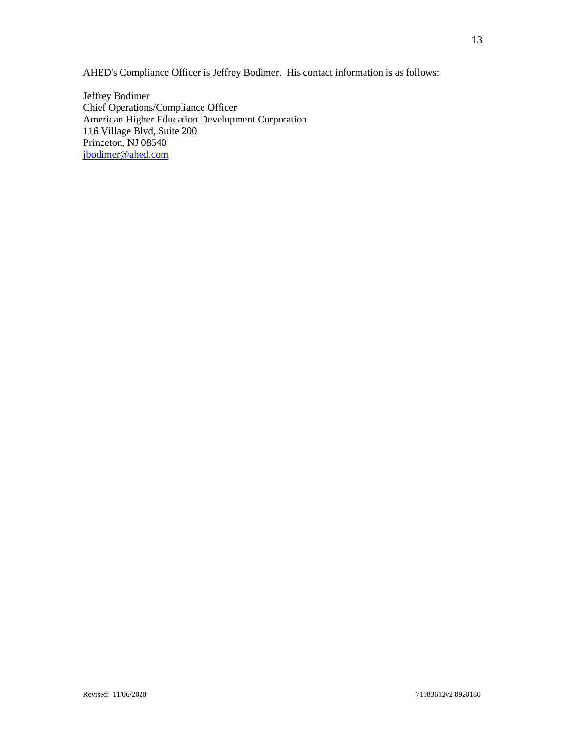AHED's Compliance Officer is Jeffrey Bodimer. His contact information is as follows:

Jeffrey Bodimer  
Chief Operations/Compliance Officer  
American Higher Education Development Corporation  
116 Village Blvd, Suite 200  
Princeton, NJ 08540  
jbodimer@ahed.com

Revised: 11/06/2020 71183612v2 0920180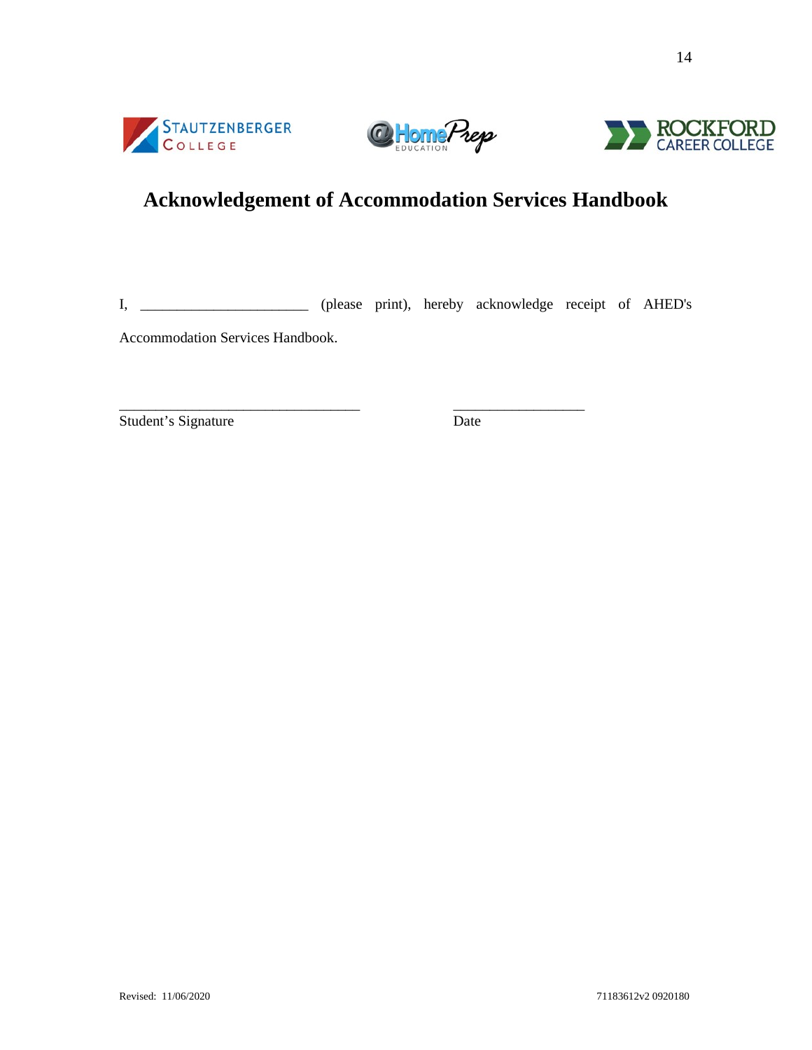# Acknowledgement of Accommodation Services Handbook

I, ______________________ (please print), hereby acknowledge receipt of AHED's Accommodation Services Handbook.

________________________________ Student's Signature

_________________ Date

Revised: 11/06/2020

71183612v2 0920180